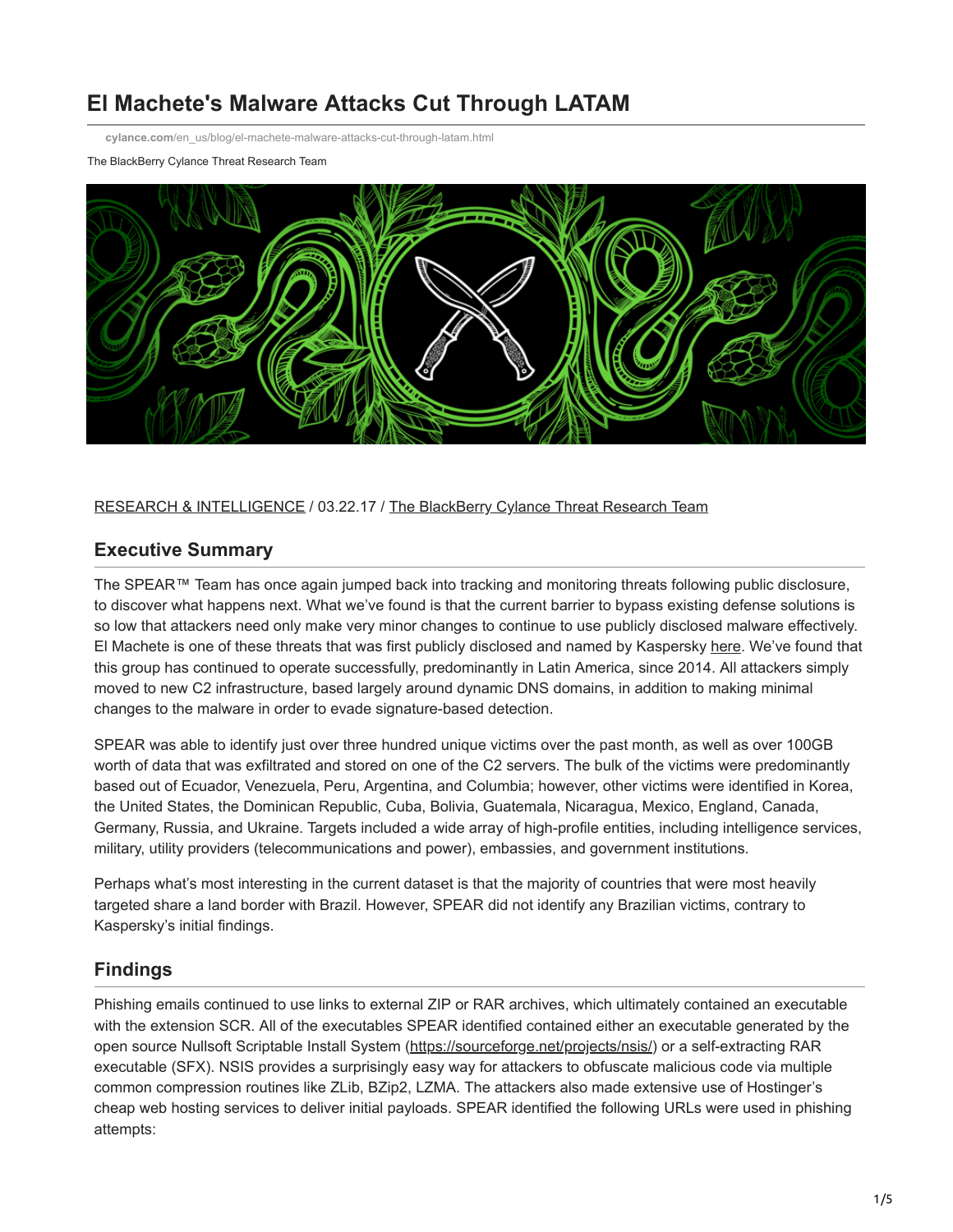# El Machete's Malware Attacks Cut Through LATAM

cylance.com/en_us/blog/el-machete-malware-attacks-cut-through-latam.html

The BlackBerry Cylance Threat Research Team

RESEARCH & INTELLIGENCE / 03.22.17 / The BlackBerry Cylance Threat Research Team

## Executive Summary

The SPEAR™ Team has once again jumped back into tracking and monitoring threats following public disclosure, to discover what happens next. What we've found is that the current barrier to bypass existing defense solutions is so low that attackers need only make very minor changes to continue to use publicly disclosed malware effectively. El Machete is one of these threats that was first publicly disclosed and named by Kaspersky here. We've found that this group has continued to operate successfully, predominantly in Latin America, since 2014. All attackers simply moved to new C2 infrastructure, based largely around dynamic DNS domains, in addition to making minimal changes to the malware in order to evade signature-based detection.

SPEAR was able to identify just over three hundred unique victims over the past month, as well as over 100GB worth of data that was exfiltrated and stored on one of the C2 servers. The bulk of the victims were predominantly based out of Ecuador, Venezuela, Peru, Argentina, and Columbia; however, other victims were identified in Korea, the United States, the Dominican Republic, Cuba, Bolivia, Guatemala, Nicaragua, Mexico, England, Canada, Germany, Russia, and Ukraine. Targets included a wide array of high-profile entities, including intelligence services, military, utility providers (telecommunications and power), embassies, and government institutions.

Perhaps what's most interesting in the current dataset is that the majority of countries that were most heavily targeted share a land border with Brazil. However, SPEAR did not identify any Brazilian victims, contrary to Kaspersky's initial findings.

## Findings

Phishing emails continued to use links to external ZIP or RAR archives, which ultimately contained an executable with the extension SCR. All of the executables SPEAR identified contained either an executable generated by the open source Nullsoft Scriptable Install System (https://sourceforge.net/projects/nsis/) or a self-extracting RAR executable (SFX). NSIS provides a surprisingly easy way for attackers to obfuscate malicious code via multiple common compression routines like ZLib, BZip2, LZMA. The attackers also made extensive use of Hostinger's cheap web hosting services to deliver initial payloads. SPEAR identified the following URLs were used in phishing attempts: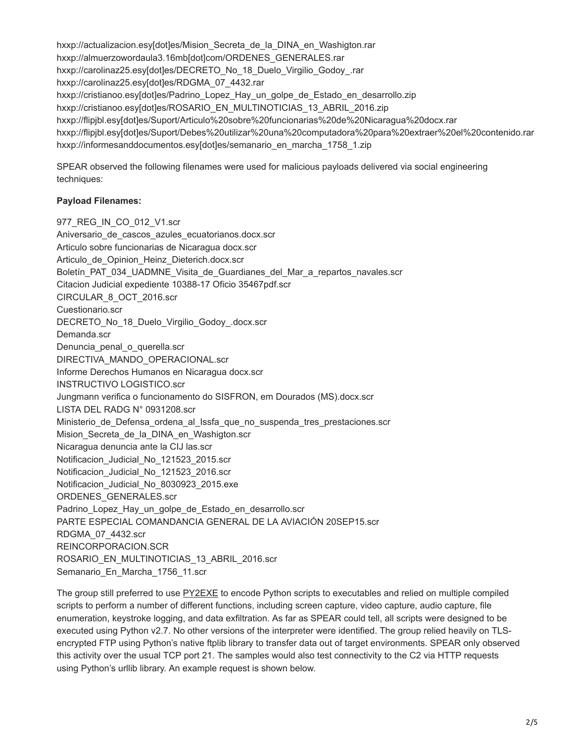hxxp://actualizacion.esy[dot]es/Mision_Secreta_de_la_DINA_en_Washigton.rar
hxxp://almuerzowordaula3.16mb[dot]com/ORDENES_GENERALES.rar
hxxp://carolinaz25.esy[dot]es/DECRETO_No_18_Duelo_Virgilio_Godoy_.rar
hxxp://carolinaz25.esy[dot]es/RDGMA_07_4432.rar
hxxp://cristianoo.esy[dot]es/Padrino_Lopez_Hay_un_golpe_de_Estado_en_desarrollo.zip
hxxp://cristianoo.esy[dot]es/ROSARIO_EN_MULTINOTICIAS_13_ABRIL_2016.zip
hxxp://flipjbl.esy[dot]es/Suport/Articulo%20sobre%20funcionarias%20de%20Nicaragua%20docx.rar
hxxp://flipjbl.esy[dot]es/Suport/Debes%20utilizar%20una%20computadora%20para%20extraer%20el%20contenido.rar
hxxp://informesanddocumentos.esy[dot]es/semanario_en_marcha_1758_1.zip

SPEAR observed the following filenames were used for malicious payloads delivered via social engineering techniques:

**Payload Filenames:**

977_REG_IN_CO_012_V1.scr
Aniversario_de_cascos_azules_ecuatorianos.docx.scr
Articulo sobre funcionarias de Nicaragua docx.scr
Articulo_de_Opinion_Heinz_Dieterich.docx.scr
Boletín_PAT_034_UADMNE_Visita_de_Guardianes_del_Mar_a_repartos_navales.scr
Citacion Judicial expediente 10388-17 Oficio 35467pdf.scr
CIRCULAR_8_OCT_2016.scr
Cuestionario.scr
DECRETO_No_18_Duelo_Virgilio_Godoy_.docx.scr
Demanda.scr
Denuncia_penal_o_querella.scr
DIRECTIVA_MANDO_OPERACIONAL.scr
Informe Derechos Humanos en Nicaragua docx.scr
INSTRUCTIVO LOGISTICO.scr
Jungmann verifica o funcionamento do SISFRON, em Dourados (MS).docx.scr
LISTA DEL RADG N° 0931208.scr
Ministerio_de_Defensa_ordena_al_Issfa_que_no_suspenda_tres_prestaciones.scr
Mision_Secreta_de_la_DINA_en_Washigton.scr
Nicaragua denuncia ante la CIJ las.scr
Notificacion_Judicial_No_121523_2015.scr
Notificacion_Judicial_No_121523_2016.scr
Notificacion_Judicial_No_8030923_2015.exe
ORDENES_GENERALES.scr
Padrino_Lopez_Hay_un_golpe_de_Estado_en_desarrollo.scr
PARTE ESPECIAL COMANDANCIA GENERAL DE LA AVIACIÓN 20SEP15.scr
RDGMA_07_4432.scr
REINCORPORACION.SCR
ROSARIO_EN_MULTINOTICIAS_13_ABRIL_2016.scr
Semanario_En_Marcha_1756_11.scr

The group still preferred to use PY2EXE to encode Python scripts to executables and relied on multiple compiled scripts to perform a number of different functions, including screen capture, video capture, audio capture, file enumeration, keystroke logging, and data exfiltration. As far as SPEAR could tell, all scripts were designed to be executed using Python v2.7. No other versions of the interpreter were identified. The group relied heavily on TLS-encrypted FTP using Python's native ftplib library to transfer data out of target environments. SPEAR only observed this activity over the usual TCP port 21. The samples would also test connectivity to the C2 via HTTP requests using Python's urllib library. An example request is shown below.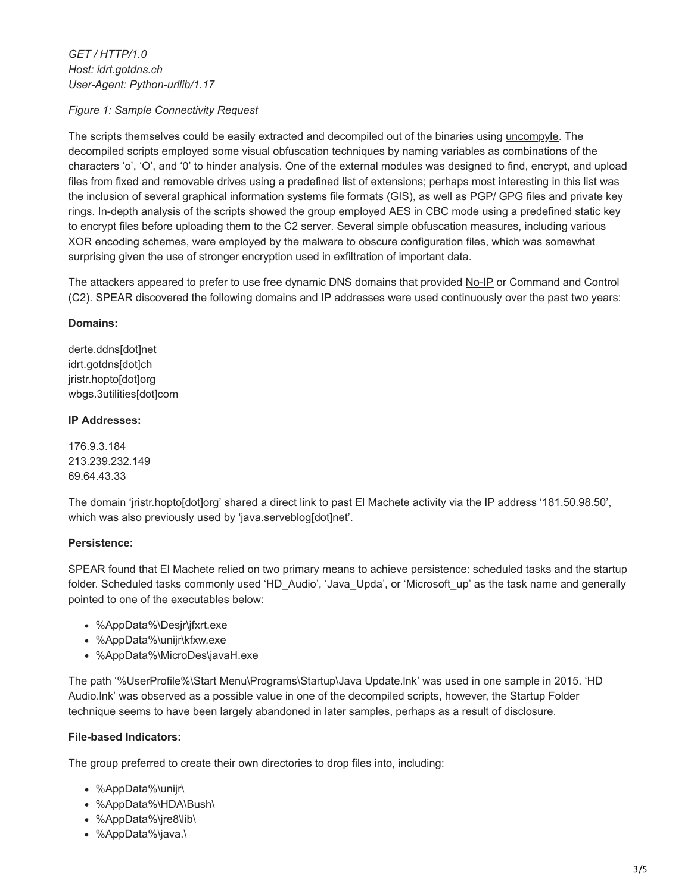*GET / HTTP/1.0*
*Host: idrt.gotdns.ch*
*User-Agent: Python-urllib/1.17*

*Figure 1: Sample Connectivity Request*

The scripts themselves could be easily extracted and decompiled out of the binaries using uncompyle. The decompiled scripts employed some visual obfuscation techniques by naming variables as combinations of the characters 'o', 'O', and '0' to hinder analysis. One of the external modules was designed to find, encrypt, and upload files from fixed and removable drives using a predefined list of extensions; perhaps most interesting in this list was the inclusion of several graphical information systems file formats (GIS), as well as PGP/ GPG files and private key rings. In-depth analysis of the scripts showed the group employed AES in CBC mode using a predefined static key to encrypt files before uploading them to the C2 server. Several simple obfuscation measures, including various XOR encoding schemes, were employed by the malware to obscure configuration files, which was somewhat surprising given the use of stronger encryption used in exfiltration of important data.

The attackers appeared to prefer to use free dynamic DNS domains that provided No-IP or Command and Control (C2). SPEAR discovered the following domains and IP addresses were used continuously over the past two years:

**Domains:**

derte.ddns[dot]net
idrt.gotdns[dot]ch
jristr.hopto[dot]org
wbgs.3utilities[dot]com

**IP Addresses:**

176.9.3.184
213.239.232.149
69.64.43.33

The domain 'jristr.hopto[dot]org' shared a direct link to past El Machete activity via the IP address '181.50.98.50', which was also previously used by 'java.serveblog[dot]net'.

**Persistence:**

SPEAR found that El Machete relied on two primary means to achieve persistence: scheduled tasks and the startup folder. Scheduled tasks commonly used 'HD_Audio', 'Java_Upda', or 'Microsoft_up' as the task name and generally pointed to one of the executables below:

- %AppData%\Desjr\jfxrt.exe
- %AppData%\unijr\kfxw.exe
- %AppData%\MicroDes\javaH.exe

The path '%UserProfile%\Start Menu\Programs\Startup\Java Update.lnk' was used in one sample in 2015. 'HD Audio.lnk' was observed as a possible value in one of the decompiled scripts, however, the Startup Folder technique seems to have been largely abandoned in later samples, perhaps as a result of disclosure.

**File-based Indicators:**

The group preferred to create their own directories to drop files into, including:

- %AppData%\unijr\
- %AppData%\HDA\Bush\
- %AppData%\jre8\lib\
- %AppData%\java.\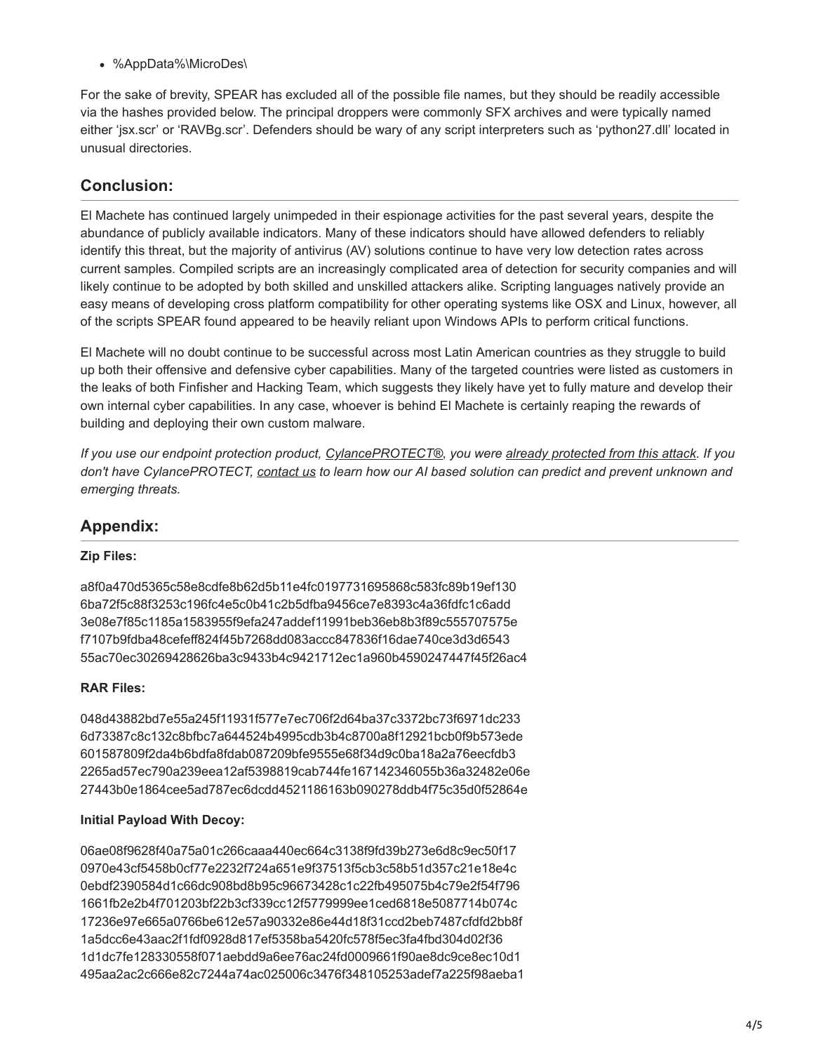- %AppData%\MicroDes\

For the sake of brevity, SPEAR has excluded all of the possible file names, but they should be readily accessible via the hashes provided below. The principal droppers were commonly SFX archives and were typically named either 'jsx.scr' or 'RAVBg.scr'. Defenders should be wary of any script interpreters such as 'python27.dll' located in unusual directories.

## Conclusion:

El Machete has continued largely unimpeded in their espionage activities for the past several years, despite the abundance of publicly available indicators. Many of these indicators should have allowed defenders to reliably identify this threat, but the majority of antivirus (AV) solutions continue to have very low detection rates across current samples. Compiled scripts are an increasingly complicated area of detection for security companies and will likely continue to be adopted by both skilled and unskilled attackers alike. Scripting languages natively provide an easy means of developing cross platform compatibility for other operating systems like OSX and Linux, however, all of the scripts SPEAR found appeared to be heavily reliant upon Windows APIs to perform critical functions.

El Machete will no doubt continue to be successful across most Latin American countries as they struggle to build up both their offensive and defensive cyber capabilities. Many of the targeted countries were listed as customers in the leaks of both Finfisher and Hacking Team, which suggests they likely have yet to fully mature and develop their own internal cyber capabilities. In any case, whoever is behind El Machete is certainly reaping the rewards of building and deploying their own custom malware.

*If you use our endpoint protection product, CylancePROTECT®, you were already protected from this attack. If you don't have CylancePROTECT, contact us to learn how our AI based solution can predict and prevent unknown and emerging threats.*

## Appendix:

**Zip Files:**

a8f0a470d5365c58e8cdfe8b62d5b11e4fc0197731695868c583fc89b19ef130
6ba72f5c88f3253c196fc4e5c0b41c2b5dfba9456ce7e8393c4a36fdfc1c6add
3e08e7f85c1185a1583955f9efa247addef11991beb36eb8b3f89c555707575e
f7107b9fdba48cefeff824f45b7268dd083accc847836f16dae740ce3d3d6543
55ac70ec30269428626ba3c9433b4c9421712ec1a960b4590247447f45f26ac4

**RAR Files:**

048d43882bd7e55a245f11931f577e7ec706f2d64ba37c3372bc73f6971dc233
6d73387c8c132c8bfbc7a644524b4995cdb3b4c8700a8f12921bcb0f9b573ede
601587809f2da4b6bdfa8fdab087209bfe9555e68f34d9c0ba18a2a76eecfdb3
2265ad57ec790a239eea12af5398819cab744fe167142346055b36a32482e06e
27443b0e1864cee5ad787ec6dcdd4521186163b090278ddb4f75c35d0f52864e

**Initial Payload With Decoy:**

06ae08f9628f40a75a01c266caaa440ec664c3138f9fd39b273e6d8c9ec50f17
0970e43cf5458b0cf77e2232f724a651e9f37513f5cb3c58b51d357c21e18e4c
0ebdf2390584d1c66dc908bd8b95c96673428c1c22fb495075b4c79e2f54f796
1661fb2e2b4f701203bf22b3cf339cc12f5779999ee1ced6818e5087714b074c
17236e97e665a0766be612e57a90332e86e44d18f31ccd2beb7487cfdfd2bb8f
1a5dcc6e43aac2f1fdf0928d817ef5358ba5420fc578f5ec3fa4fbd304d02f36
1d1dc7fe128330558f071aebdd9a6ee76ac24fd0009661f90ae8dc9ce8ec10d1
495aa2ac2c666e82c7244a74ac025006c3476f348105253adef7a225f98aeba1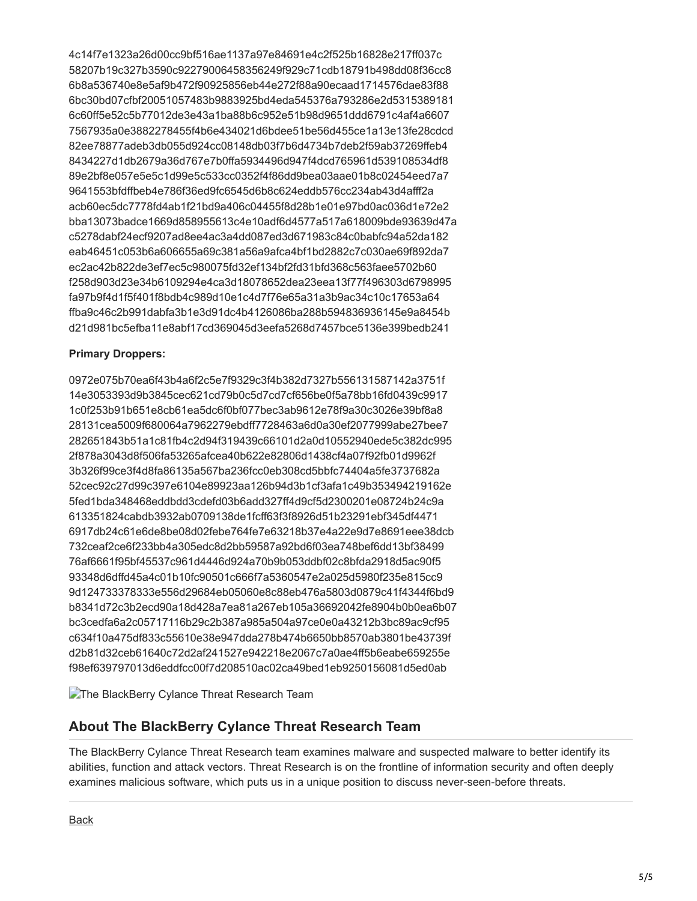4c14f7e1323a26d00cc9bf516ae1137a97e84691e4c2f525b16828e217ff037c
58207b19c327b3590c92279006458356249f929c71cdb18791b498dd08f36cc8
6b8a536740e8e5af9b472f90925856eb44e272f88a90ecaad1714576dae83f88
6bc30bd07cfbf20051057483b9883925bd4eda545376a793286e2d5315389181
6c60ff5e52c5b77012de3e43a1ba88b6c952e51b98d9651ddd6791c4af4a6607
7567935a0e3882278455f4b6e434021d6bdee51be56d455ce1a13e13fe28cdcd
82ee78877adeb3db055d924cc08148db03f7b6d4734b7deb2f59ab37269ffeb4
8434227d1db2679a36d767e7b0ffa5934496d947f4dcd765961d539108534df8
89e2bf8e057e5e5c1d99e5c533cc0352f4f86dd9bea03aae01b8c02454eed7a7
9641553bfdffbeb4e786f36ed9fc6545d6b8c624eddb576cc234ab43d4afff2a
acb60ec5dc7778fd4ab1f21bd9a406c04455f8d28b1e01e97bd0ac036d1e72e2
bba13073badce1669d858955613c4e10adf6d4577a517a618009bde93639d47a
c5278dabf24ecf9207ad8ee4ac3a4dd087ed3d671983c84c0babfc94a52da182
eab46451c053b6a606655a69c381a56a9afca4bf1bd2882c7c030ae69f892da7
ec2ac42b822de3ef7ec5c980075fd32ef134bf2fd31bfd368c563faee5702b60
f258d903d23e34b6109294e4ca3d18078652dea23eea13f77f496303d6798995
fa97b9f4d1f5f401f8bdb4c989d10e1c4d7f76e65a31a3b9ac34c10c17653a64
ffba9c46c2b991dabfa3b1e3d91dc4b4126086ba288b594836936145e9a8454b
d21d981bc5efba11e8abf17cd369045d3eefa5268d7457bce5136e399bedb241

**Primary Droppers:**

0972e075b70ea6f43b4a6f2c5e7f9329c3f4b382d7327b556131587142a3751f
14e3053393d9b3845cec621cd79b0c5d7cd7cf656be0f5a78bb16fd0439c9917
1c0f253b91b651e8cb61ea5dc6f0bf077bec3ab9612e78f9a30c3026e39bf8a8
28131cea5009f680064a7962279ebdff7728463a6d0a30ef2077999abe27bee7
282651843b51a1c81fb4c2d94f319439c66101d2a0d10552940ede5c382dc995
2f878a3043d8f506fa53265afcea40b622e82806d1438cf4a07f92fb01d9962f
3b326f99ce3f4d8fa86135a567ba236fcc0eb308cd5bbfc74404a5fe3737682a
52cec92c27d99c397e6104e89923aa126b94d3b1cf3afa1c49b353494219162e
5fed1bda348468eddbdd3cdefd03b6add327ff4d9cf5d2300201e08724b24c9a
613351824cabdb3932ab0709138de1fcff63f3f8926d51b23291ebf345df4471
6917db24c61e6de8be08d02febe764fe7e63218b37e4a22e9d7e8691eee38dcb
732ceaf2ce6f233bb4a305edc8d2bb59587a92bd6f03ea748bef6dd13bf38499
76af6661f95bf45537c961d4446d924a70b9b053ddbf02c8bfda2918d5ac90f5
93348d6dffd45a4c01b10fc90501c666f7a5360547e2a025d5980f235e815cc9
9d124733378333e556d29684eb05060e8c88eb476a5803d0879c41f4344f6bd9
b8341d72c3b2ecd90a18d428a7ea81a267eb105a36692042fe8904b0b0ea6b07
bc3cedfa6a2c05717116b29c2b387a985a504a97ce0e0a43212b3bc89ac9cf95
c634f10a475df833c55610e38e947dda278b474b6650bb8570ab3801be43739f
d2b81d32ceb61640c72d2af241527e942218e2067c7a0ae4ff5b6eabe659255e
f98ef639797013d6eddfcc00f7d208510ac02ca49bed1eb9250156081d5ed0ab

The BlackBerry Cylance Threat Research Team

## About The BlackBerry Cylance Threat Research Team

The BlackBerry Cylance Threat Research team examines malware and suspected malware to better identify its abilities, function and attack vectors. Threat Research is on the frontline of information security and often deeply examines malicious software, which puts us in a unique position to discuss never-seen-before threats.

Back